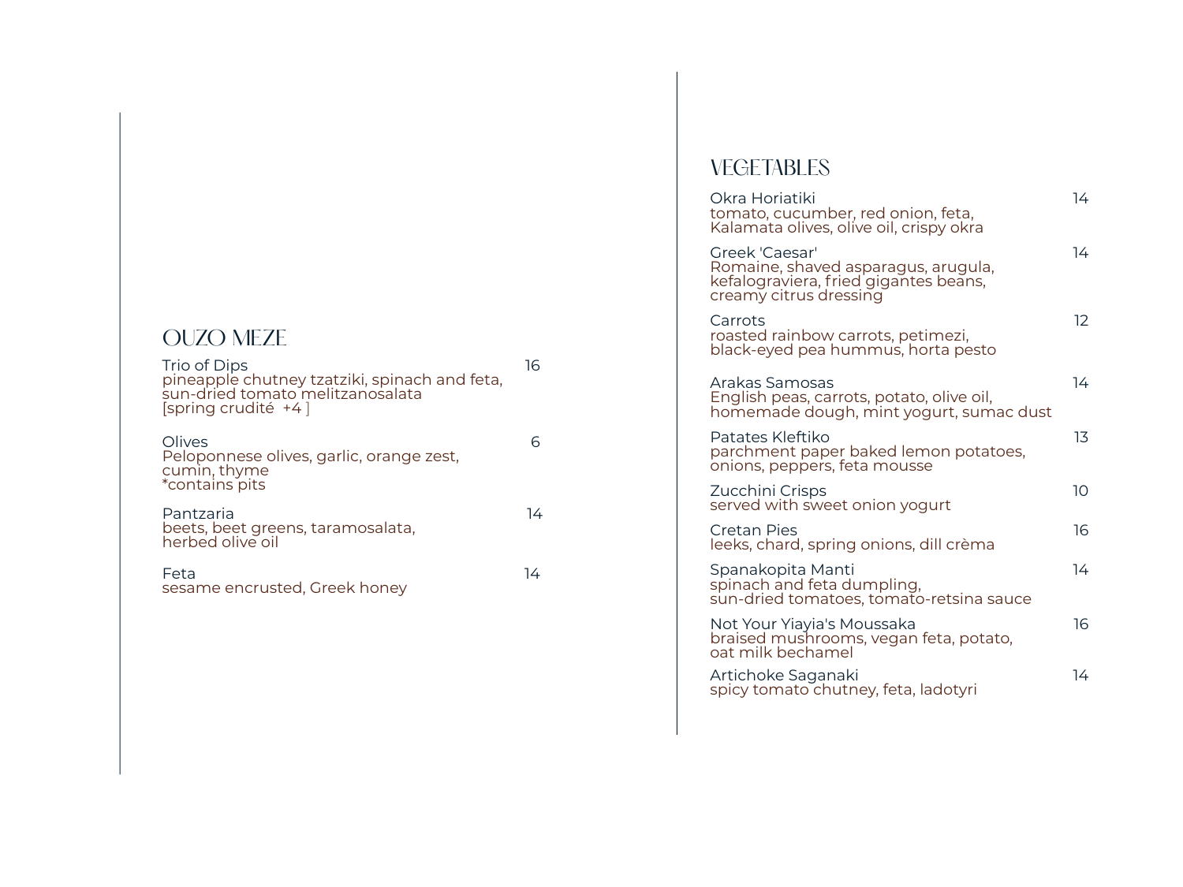## OUZO MEZE

**Trio of Dips** — 16
pineapple chutney tzatziki, spinach and feta, sun-dried tomato melitzanosalata
[spring crudité +4 ]

**Olives** — 6
Peloponnese olives, garlic, orange zest, cumin, thyme
*contains pits

**Pantzaria** — 14
beets, beet greens, taramosalata, herbed olive oil

**Feta** — 14
sesame encrusted, Greek honey

## VEGETABLES

**Okra Horiatiki** — 14
tomato, cucumber, red onion, feta, Kalamata olives, olive oil, crispy okra

**Greek 'Caesar'** — 14
Romaine, shaved asparagus, arugula, kefalograviera, fried gigantes beans, creamy citrus dressing

**Carrots** — 12
roasted rainbow carrots, petimezi, black-eyed pea hummus, horta pesto

**Arakas Samosas** — 14
English peas, carrots, potato, olive oil, homemade dough, mint yogurt, sumac dust

**Patates Kleftiko** — 13
parchment paper baked lemon potatoes, onions, peppers, feta mousse

**Zucchini Crisps** — 10
served with sweet onion yogurt

**Cretan Pies** — 16
leeks, chard, spring onions, dill crèma

**Spanakopita Manti** — 14
spinach and feta dumpling, sun-dried tomatoes, tomato-retsina sauce

**Not Your Yiayia's Moussaka** — 16
braised mushrooms, vegan feta, potato, oat milk bechamel

**Artichoke Saganaki** — 14
spicy tomato chutney, feta, ladotyri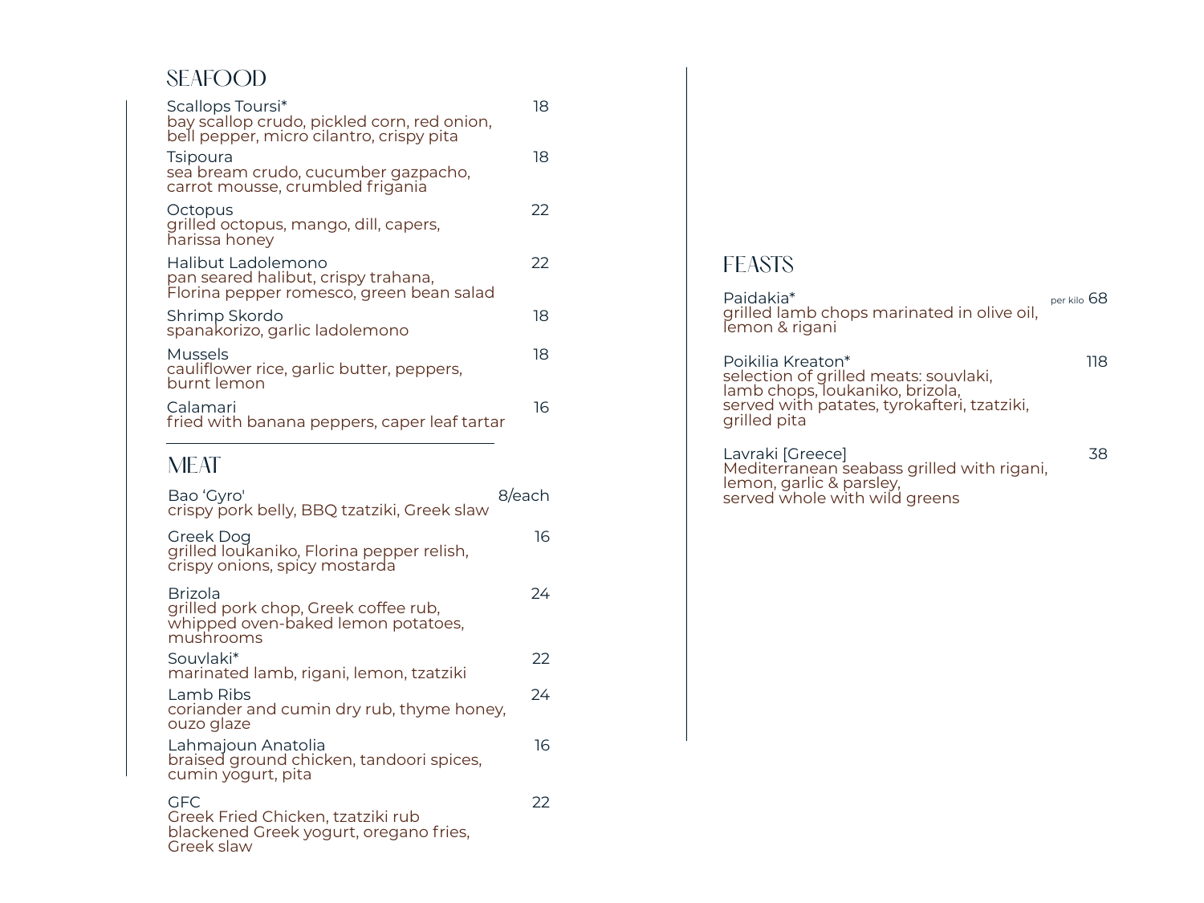## SEAFOOD

**Scallops Toursi*** 18
bay scallop crudo, pickled corn, red onion, bell pepper, micro cilantro, crispy pita

**Tsipoura** 18
sea bream crudo, cucumber gazpacho, carrot mousse, crumbled frigania

**Octopus** 22
grilled octopus, mango, dill, capers, harissa honey

**Halibut Ladolemono** 22
pan seared halibut, crispy trahana, Florina pepper romesco, green bean salad

**Shrimp Skordo** 18
spanakorizo, garlic ladolemono

**Mussels** 18
cauliflower rice, garlic butter, peppers, burnt lemon

**Calamari** 16
fried with banana peppers, caper leaf tartar

## MEAT

**Bao 'Gyro'** 8/each
crispy pork belly, BBQ tzatziki, Greek slaw

**Greek Dog** 16
grilled loukaniko, Florina pepper relish, crispy onions, spicy mostarda

**Brizola** 24
grilled pork chop, Greek coffee rub, whipped oven-baked lemon potatoes, mushrooms

**Souvlaki*** 22
marinated lamb, rigani, lemon, tzatziki

**Lamb Ribs** 24
coriander and cumin dry rub, thyme honey, ouzo glaze

**Lahmajoun Anatolia** 16
braised ground chicken, tandoori spices, cumin yogurt, pita

**GFC** 22
Greek Fried Chicken, tzatziki rub blackened Greek yogurt, oregano fries, Greek slaw

## FEASTS

**Paidakia*** per kilo 68
grilled lamb chops marinated in olive oil, lemon & rigani

**Poikilia Kreaton*** 118
selection of grilled meats: souvlaki, lamb chops, loukaniko, brizola, served with patates, tyrokafteri, tzatziki, grilled pita

**Lavraki [Greece]** 38
Mediterranean seabass grilled with rigani, lemon, garlic & parsley, served whole with wild greens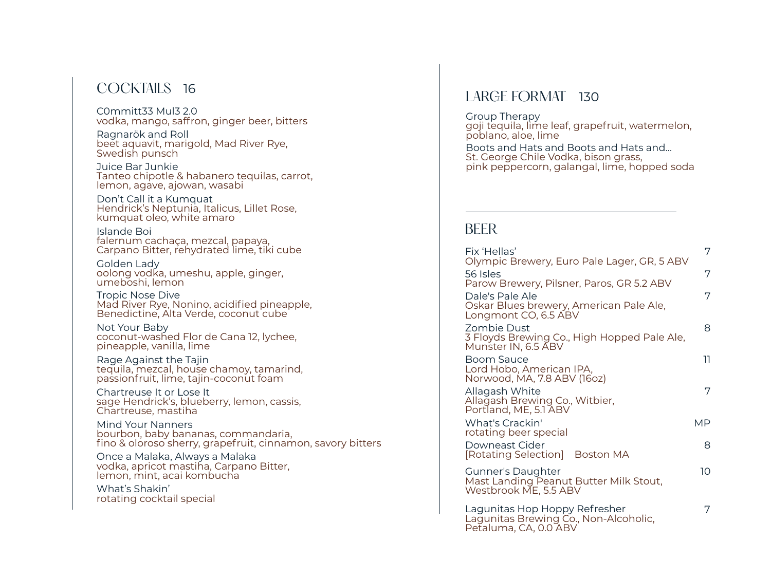## COCKTAILS 16

C0mmitt33 Mul3 2.0
vodka, mango, saffron, ginger beer, bitters

Ragnarök and Roll
beet aquavit, marigold, Mad River Rye,
Swedish punsch

Juice Bar Junkie
Tanteo chipotle & habanero tequilas, carrot,
lemon, agave, ajowan, wasabi

Don't Call it a Kumquat
Hendrick's Neptunia, Italicus, Lillet Rose,
kumquat oleo, white amaro

Islande Boi
falernum cachaça, mezcal, papaya,
Carpano Bitter, rehydrated lime, tiki cube

Golden Lady
oolong vodka, umeshu, apple, ginger,
umeboshi, lemon

Tropic Nose Dive
Mad River Rye, Nonino, acidified pineapple,
Benedictine, Alta Verde, coconut cube

Not Your Baby
coconut-washed Flor de Cana 12, lychee,
pineapple, vanilla, lime

Rage Against the Tajin
tequila, mezcal, house chamoy, tamarind,
passionfruit, lime, tajin-coconut foam

Chartreuse It or Lose It
sage Hendrick's, blueberry, lemon, cassis,
Chartreuse, mastiha

Mind Your Nanners
bourbon, baby bananas, commandaria,
fino & oloroso sherry, grapefruit, cinnamon, savory bitters

Once a Malaka, Always a Malaka
vodka, apricot mastiha, Carpano Bitter,
lemon, mint, acai kombucha

What's Shakin'
rotating cocktail special

## LARGE FORMAT 130

Group Therapy
goji tequila, lime leaf, grapefruit, watermelon,
poblano, aloe, lime

Boots and Hats and Boots and Hats and...
St. George Chile Vodka, bison grass,
pink peppercorn, galangal, lime, hopped soda

---

## BEER

Fix 'Hellas' — 7
Olympic Brewery, Euro Pale Lager, GR, 5 ABV

56 Isles — 7
Parow Brewery, Pilsner, Paros, GR 5.2 ABV

Dale's Pale Ale — 7
Oskar Blues brewery, American Pale Ale,
Longmont CO, 6.5 ABV

Zombie Dust — 8
3 Floyds Brewing Co., High Hopped Pale Ale,
Munster IN, 6.5 ABV

Boom Sauce — 11
Lord Hobo, American IPA,
Norwood, MA, 7.8 ABV (16oz)

Allagash White — 7
Allagash Brewing Co., Witbier,
Portland, ME, 5.1 ABV

What's Crackin' — MP
rotating beer special

Downeast Cider — 8
[Rotating Selection] Boston MA

Gunner's Daughter — 10
Mast Landing Peanut Butter Milk Stout,
Westbrook ME, 5.5 ABV

Lagunitas Hop Hoppy Refresher — 7
Lagunitas Brewing Co., Non-Alcoholic,
Petaluma, CA, 0.0 ABV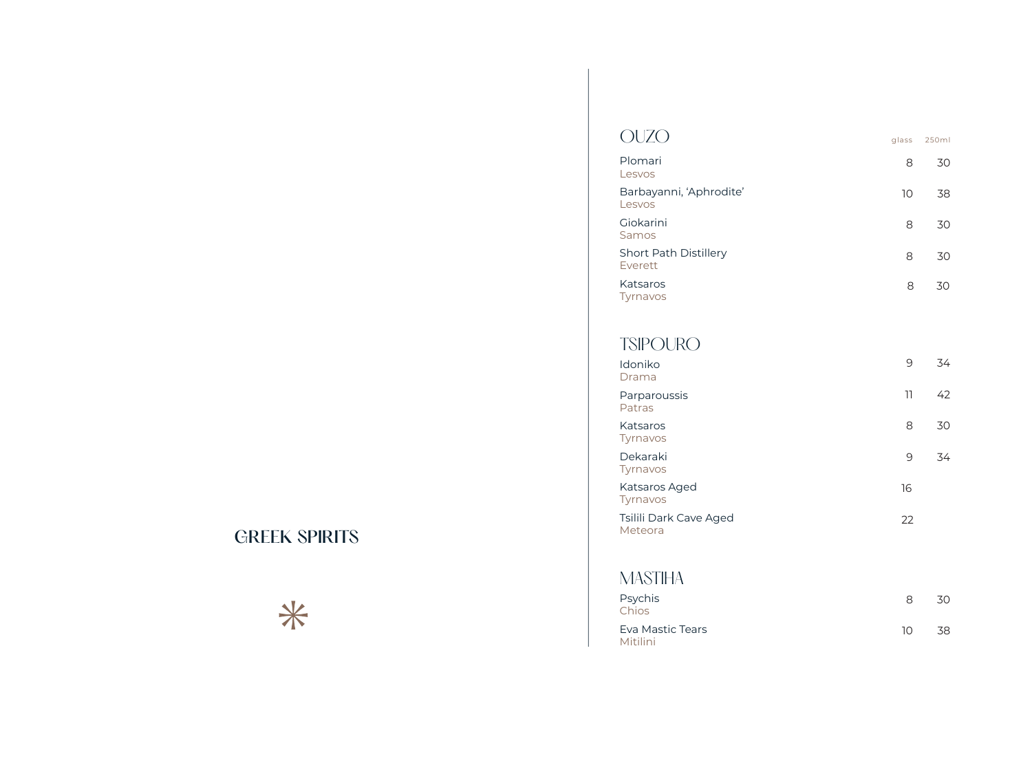# GREEK SPIRITS

## OUZO

| | glass | 250ml |
|---|---|---|
| Plomari<br>Lesvos | 8 | 30 |
| Barbayanni, 'Aphrodite'<br>Lesvos | 10 | 38 |
| Giokarini<br>Samos | 8 | 30 |
| Short Path Distillery<br>Everett | 8 | 30 |
| Katsaros<br>Tyrnavos | 8 | 30 |

## TSIPOURO

| | glass | 250ml |
|---|---|---|
| Idoniko<br>Drama | 9 | 34 |
| Parparoussis<br>Patras | 11 | 42 |
| Katsaros<br>Tyrnavos | 8 | 30 |
| Dekaraki<br>Tyrnavos | 9 | 34 |
| Katsaros Aged<br>Tyrnavos | 16 | |
| Tsilili Dark Cave Aged<br>Meteora | 22 | |

## MASTIHA

| | glass | 250ml |
|---|---|---|
| Psychis<br>Chios | 8 | 30 |
| Eva Mastic Tears<br>Mitilini | 10 | 38 |